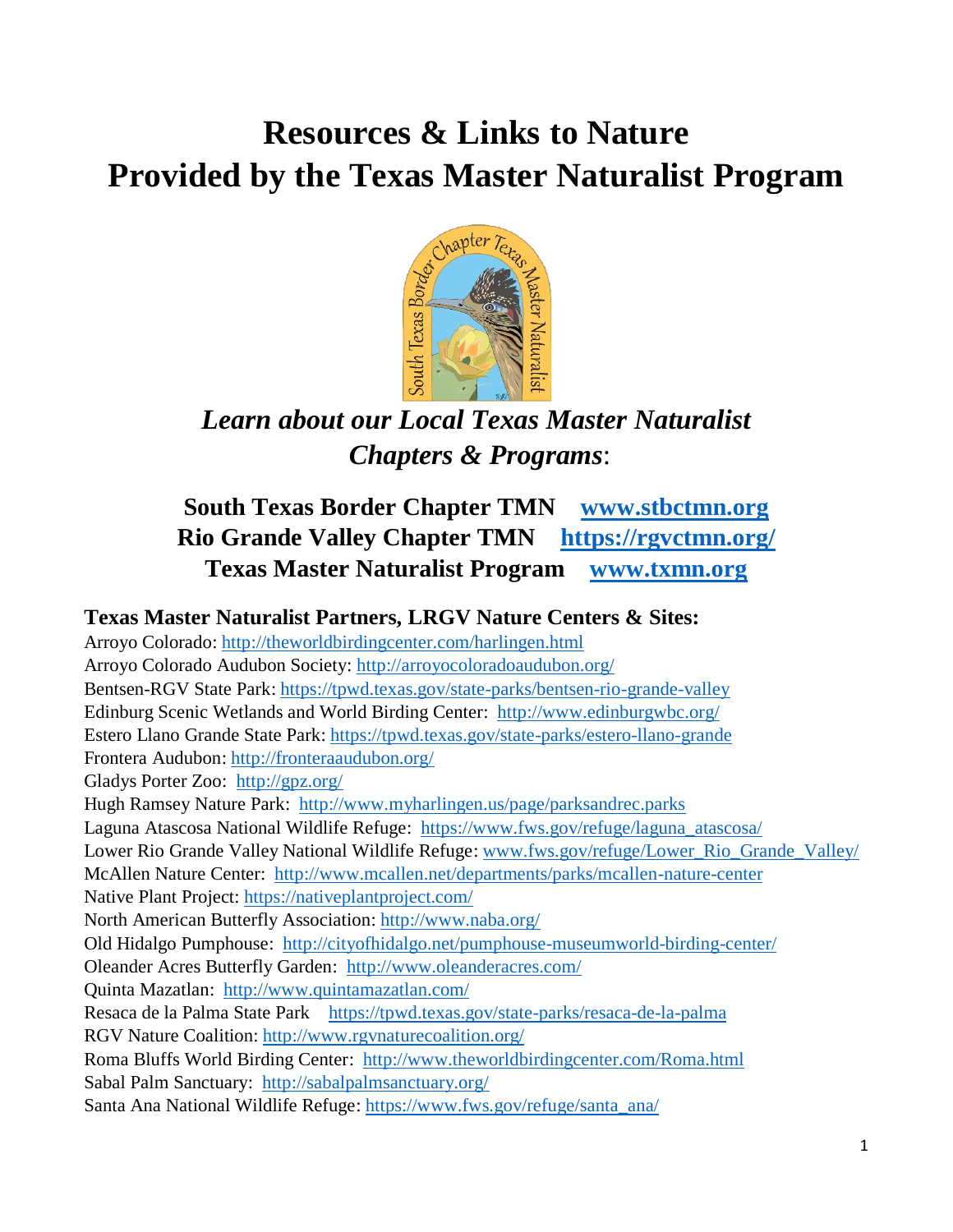# Resources & Links to Nature
# Provided by the Texas Master Naturalist Program

## *Learn about our Local Texas Master Naturalist Chapters & Programs*:

**South Texas Border Chapter TMN** **www.stbctmn.org**
**Rio Grande Valley Chapter TMN** **https://rgvctmn.org/**
**Texas Master Naturalist Program** **www.txmn.org**

### Texas Master Naturalist Partners, LRGV Nature Centers & Sites:

Arroyo Colorado: http://theworldbirdingcenter.com/harlingen.html
Arroyo Colorado Audubon Society: http://arroyocoloradoaudubon.org/
Bentsen-RGV State Park: https://tpwd.texas.gov/state-parks/bentsen-rio-grande-valley
Edinburg Scenic Wetlands and World Birding Center: http://www.edinburgwbc.org/
Estero Llano Grande State Park: https://tpwd.texas.gov/state-parks/estero-llano-grande
Frontera Audubon: http://fronteraaudubon.org/
Gladys Porter Zoo: http://gpz.org/
Hugh Ramsey Nature Park: http://www.myharlingen.us/page/parksandrec.parks
Laguna Atascosa National Wildlife Refuge: https://www.fws.gov/refuge/laguna_atascosa/
Lower Rio Grande Valley National Wildlife Refuge: www.fws.gov/refuge/Lower_Rio_Grande_Valley/
McAllen Nature Center: http://www.mcallen.net/departments/parks/mcallen-nature-center
Native Plant Project: https://nativeplantproject.com/
North American Butterfly Association: http://www.naba.org/
Old Hidalgo Pumphouse: http://cityofhidalgo.net/pumphouse-museumworld-birding-center/
Oleander Acres Butterfly Garden: http://www.oleanderacres.com/
Quinta Mazatlan: http://www.quintamazatlan.com/
Resaca de la Palma State Park https://tpwd.texas.gov/state-parks/resaca-de-la-palma
RGV Nature Coalition: http://www.rgvnaturecoalition.org/
Roma Bluffs World Birding Center: http://www.theworldbirdingcenter.com/Roma.html
Sabal Palm Sanctuary: http://sabalpalmsanctuary.org/
Santa Ana National Wildlife Refuge: https://www.fws.gov/refuge/santa_ana/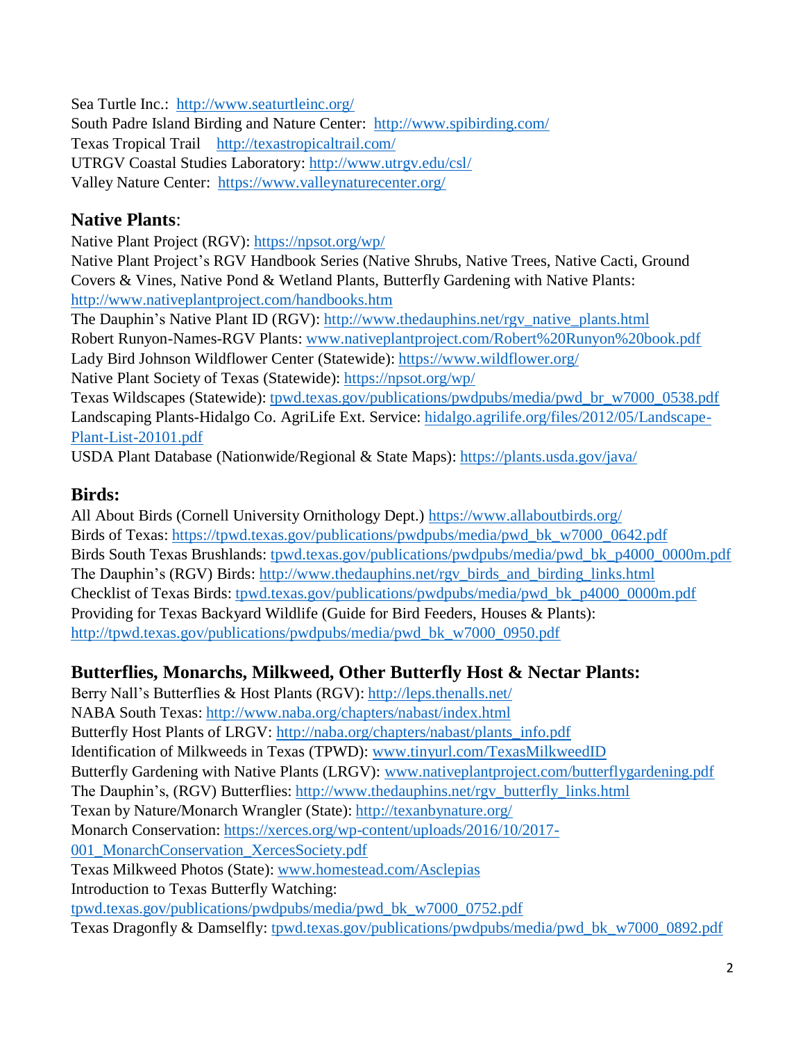Sea Turtle Inc.: http://www.seaturtleinc.org/
South Padre Island Birding and Nature Center: http://www.spibirding.com/
Texas Tropical Trail http://texastropicaltrail.com/
UTRGV Coastal Studies Laboratory: http://www.utrgv.edu/csl/
Valley Nature Center: https://www.valleynaturecenter.org/

## Native Plants:

Native Plant Project (RGV): https://npsot.org/wp/
Native Plant Project's RGV Handbook Series (Native Shrubs, Native Trees, Native Cacti, Ground Covers & Vines, Native Pond & Wetland Plants, Butterfly Gardening with Native Plants: http://www.nativeplantproject.com/handbooks.htm
The Dauphin's Native Plant ID (RGV): http://www.thedauphins.net/rgv_native_plants.html
Robert Runyon-Names-RGV Plants: www.nativeplantproject.com/Robert%20Runyon%20book.pdf
Lady Bird Johnson Wildflower Center (Statewide): https://www.wildflower.org/
Native Plant Society of Texas (Statewide): https://npsot.org/wp/
Texas Wildscapes (Statewide): tpwd.texas.gov/publications/pwdpubs/media/pwd_br_w7000_0538.pdf
Landscaping Plants-Hidalgo Co. AgriLife Ext. Service: hidalgo.agrilife.org/files/2012/05/Landscape-Plant-List-20101.pdf
USDA Plant Database (Nationwide/Regional & State Maps): https://plants.usda.gov/java/

## Birds:

All About Birds (Cornell University Ornithology Dept.) https://www.allaboutbirds.org/
Birds of Texas: https://tpwd.texas.gov/publications/pwdpubs/media/pwd_bk_w7000_0642.pdf
Birds South Texas Brushlands: tpwd.texas.gov/publications/pwdpubs/media/pwd_bk_p4000_0000m.pdf
The Dauphin's (RGV) Birds: http://www.thedauphins.net/rgv_birds_and_birding_links.html
Checklist of Texas Birds: tpwd.texas.gov/publications/pwdpubs/media/pwd_bk_p4000_0000m.pdf
Providing for Texas Backyard Wildlife (Guide for Bird Feeders, Houses & Plants): http://tpwd.texas.gov/publications/pwdpubs/media/pwd_bk_w7000_0950.pdf

## Butterflies, Monarchs, Milkweed, Other Butterfly Host & Nectar Plants:

Berry Nall's Butterflies & Host Plants (RGV): http://leps.thenalls.net/
NABA South Texas: http://www.naba.org/chapters/nabast/index.html
Butterfly Host Plants of LRGV: http://naba.org/chapters/nabast/plants_info.pdf
Identification of Milkweeds in Texas (TPWD): www.tinyurl.com/TexasMilkweedID
Butterfly Gardening with Native Plants (LRGV): www.nativeplantproject.com/butterflygardening.pdf
The Dauphin's, (RGV) Butterflies: http://www.thedauphins.net/rgv_butterfly_links.html
Texan by Nature/Monarch Wrangler (State): http://texanbynature.org/
Monarch Conservation: https://xerces.org/wp-content/uploads/2016/10/2017-001_MonarchConservation_XercesSociety.pdf
Texas Milkweed Photos (State): www.homestead.com/Asclepias
Introduction to Texas Butterfly Watching: tpwd.texas.gov/publications/pwdpubs/media/pwd_bk_w7000_0752.pdf
Texas Dragonfly & Damselfly: tpwd.texas.gov/publications/pwdpubs/media/pwd_bk_w7000_0892.pdf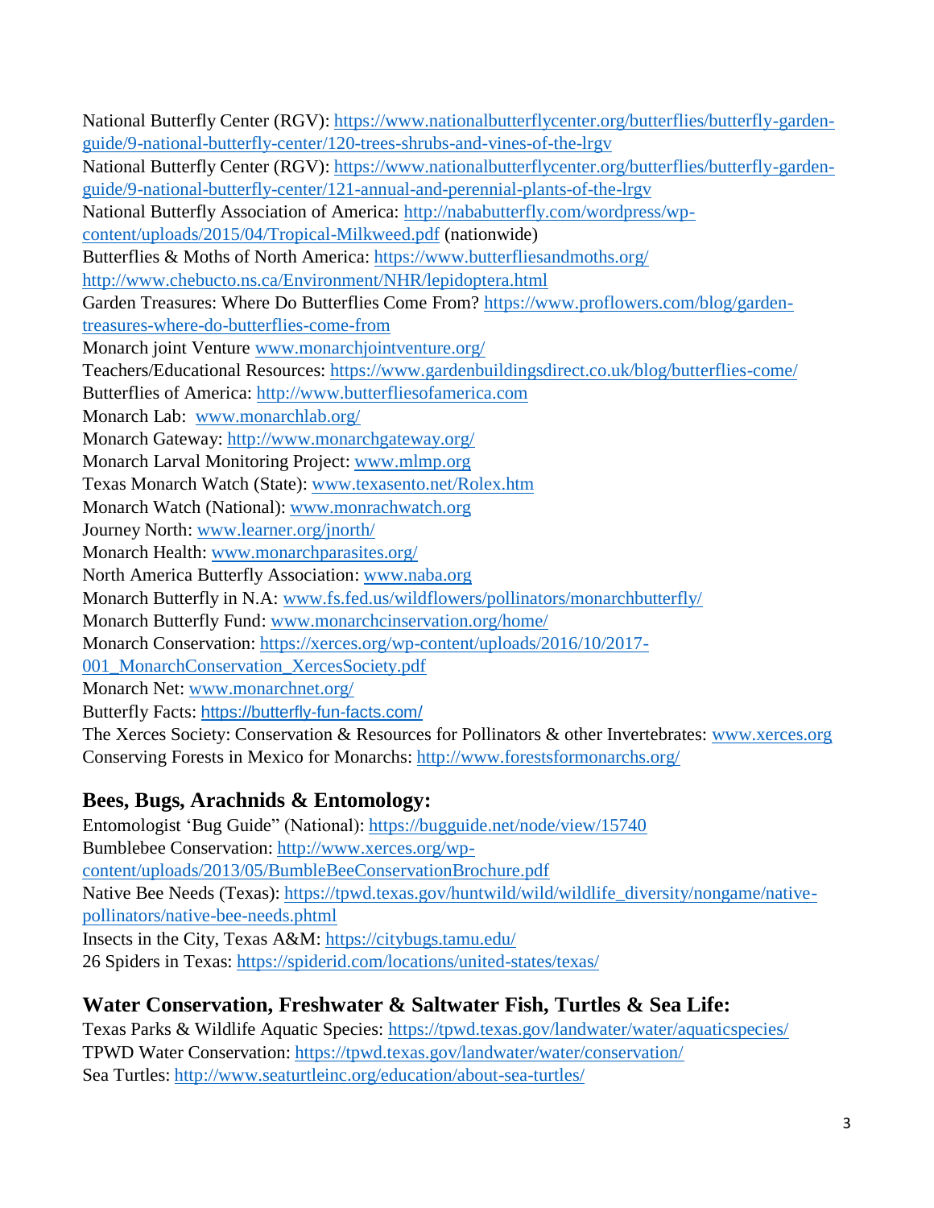National Butterfly Center (RGV): https://www.nationalbutterflycenter.org/butterflies/butterfly-garden-guide/9-national-butterfly-center/120-trees-shrubs-and-vines-of-the-lrgv
National Butterfly Center (RGV): https://www.nationalbutterflycenter.org/butterflies/butterfly-garden-guide/9-national-butterfly-center/121-annual-and-perennial-plants-of-the-lrgv
National Butterfly Association of America: http://nababutterfly.com/wordpress/wp-content/uploads/2015/04/Tropical-Milkweed.pdf (nationwide)
Butterflies & Moths of North America: https://www.butterfliesandmoths.org/
http://www.chebucto.ns.ca/Environment/NHR/lepidoptera.html
Garden Treasures: Where Do Butterflies Come From? https://www.proflowers.com/blog/garden-treasures-where-do-butterflies-come-from
Monarch joint Venture www.monarchjointventure.org/
Teachers/Educational Resources: https://www.gardenbuildingsdirect.co.uk/blog/butterflies-come/
Butterflies of America: http://www.butterfliesofamerica.com
Monarch Lab: www.monarchlab.org/
Monarch Gateway: http://www.monarchgateway.org/
Monarch Larval Monitoring Project: www.mlmp.org
Texas Monarch Watch (State): www.texasento.net/Rolex.htm
Monarch Watch (National): www.monrachwatch.org
Journey North: www.learner.org/jnorth/
Monarch Health: www.monarchparasites.org/
North America Butterfly Association: www.naba.org
Monarch Butterfly in N.A: www.fs.fed.us/wildflowers/pollinators/monarchbutterfly/
Monarch Butterfly Fund: www.monarchcinservation.org/home/
Monarch Conservation: https://xerces.org/wp-content/uploads/2016/10/2017-001_MonarchConservation_XercesSociety.pdf
Monarch Net: www.monarchnet.org/
Butterfly Facts: https://butterfly-fun-facts.com/
The Xerces Society: Conservation & Resources for Pollinators & other Invertebrates: www.xerces.org
Conserving Forests in Mexico for Monarchs: http://www.forestsformonarchs.org/

## Bees, Bugs, Arachnids & Entomology:

Entomologist 'Bug Guide" (National): https://bugguide.net/node/view/15740
Bumblebee Conservation: http://www.xerces.org/wp-content/uploads/2013/05/BumbleBeeConservationBrochure.pdf
Native Bee Needs (Texas): https://tpwd.texas.gov/huntwild/wild/wildlife_diversity/nongame/native-pollinators/native-bee-needs.phtml
Insects in the City, Texas A&M: https://citybugs.tamu.edu/
26 Spiders in Texas: https://spiderid.com/locations/united-states/texas/

## Water Conservation, Freshwater & Saltwater Fish, Turtles & Sea Life:

Texas Parks & Wildlife Aquatic Species: https://tpwd.texas.gov/landwater/water/aquaticspecies/
TPWD Water Conservation: https://tpwd.texas.gov/landwater/water/conservation/
Sea Turtles: http://www.seaturtleinc.org/education/about-sea-turtles/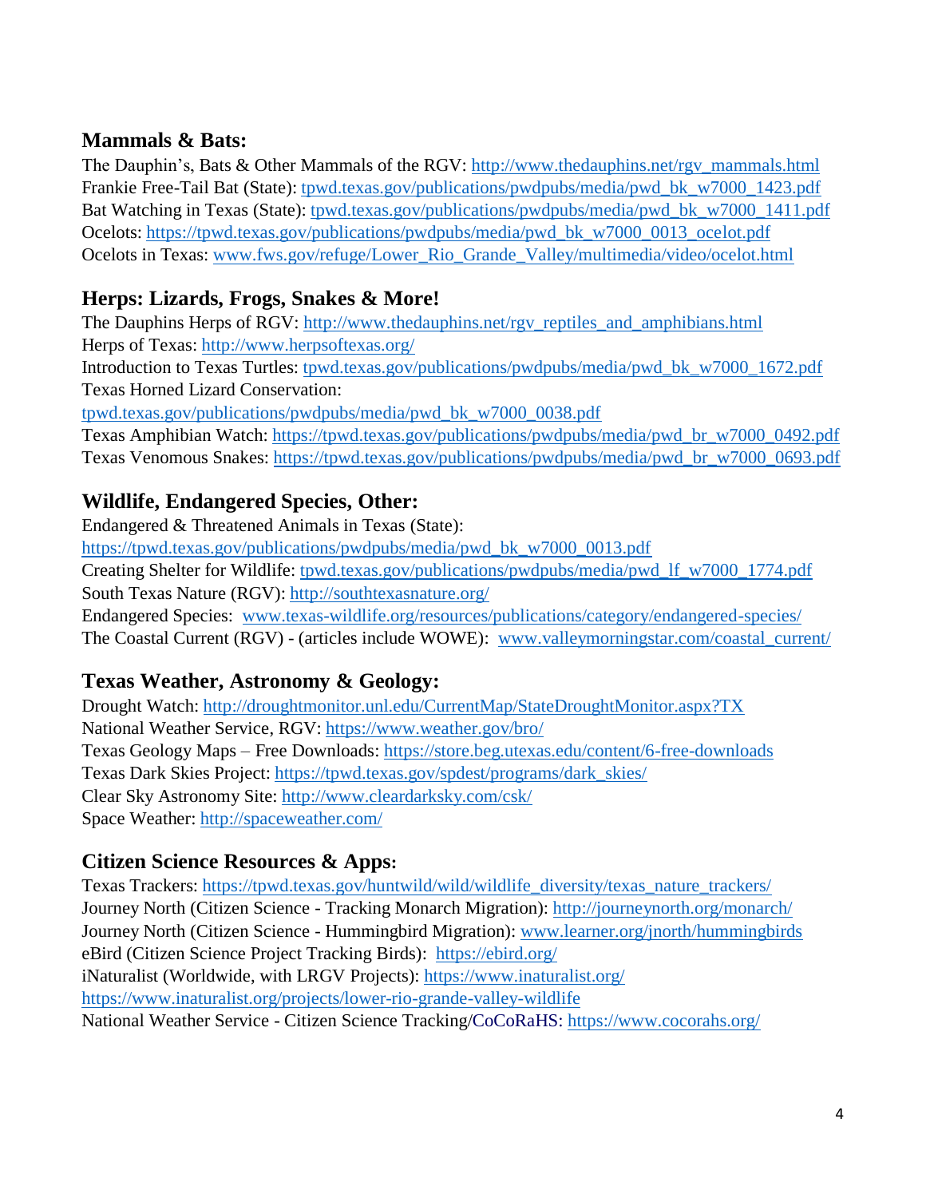## Mammals & Bats:

The Dauphin's, Bats & Other Mammals of the RGV: http://www.thedauphins.net/rgv_mammals.html
Frankie Free-Tail Bat (State): tpwd.texas.gov/publications/pwdpubs/media/pwd_bk_w7000_1423.pdf
Bat Watching in Texas (State): tpwd.texas.gov/publications/pwdpubs/media/pwd_bk_w7000_1411.pdf
Ocelots: https://tpwd.texas.gov/publications/pwdpubs/media/pwd_bk_w7000_0013_ocelot.pdf
Ocelots in Texas: www.fws.gov/refuge/Lower_Rio_Grande_Valley/multimedia/video/ocelot.html

## Herps: Lizards, Frogs, Snakes & More!

The Dauphins Herps of RGV: http://www.thedauphins.net/rgv_reptiles_and_amphibians.html
Herps of Texas: http://www.herpsoftexas.org/
Introduction to Texas Turtles: tpwd.texas.gov/publications/pwdpubs/media/pwd_bk_w7000_1672.pdf
Texas Horned Lizard Conservation:
tpwd.texas.gov/publications/pwdpubs/media/pwd_bk_w7000_0038.pdf
Texas Amphibian Watch: https://tpwd.texas.gov/publications/pwdpubs/media/pwd_br_w7000_0492.pdf
Texas Venomous Snakes: https://tpwd.texas.gov/publications/pwdpubs/media/pwd_br_w7000_0693.pdf

## Wildlife, Endangered Species, Other:

Endangered & Threatened Animals in Texas (State):
https://tpwd.texas.gov/publications/pwdpubs/media/pwd_bk_w7000_0013.pdf
Creating Shelter for Wildlife: tpwd.texas.gov/publications/pwdpubs/media/pwd_lf_w7000_1774.pdf
South Texas Nature (RGV): http://southtexasnature.org/
Endangered Species: www.texas-wildlife.org/resources/publications/category/endangered-species/
The Coastal Current (RGV) - (articles include WOWE): www.valleymorningstar.com/coastal_current/

## Texas Weather, Astronomy & Geology:

Drought Watch: http://droughtmonitor.unl.edu/CurrentMap/StateDroughtMonitor.aspx?TX
National Weather Service, RGV: https://www.weather.gov/bro/
Texas Geology Maps – Free Downloads: https://store.beg.utexas.edu/content/6-free-downloads
Texas Dark Skies Project: https://tpwd.texas.gov/spdest/programs/dark_skies/
Clear Sky Astronomy Site: http://www.cleardarksky.com/csk/
Space Weather: http://spaceweather.com/

## Citizen Science Resources & Apps:

Texas Trackers: https://tpwd.texas.gov/huntwild/wild/wildlife_diversity/texas_nature_trackers/
Journey North (Citizen Science - Tracking Monarch Migration): http://journeynorth.org/monarch/
Journey North (Citizen Science - Hummingbird Migration): www.learner.org/jnorth/hummingbirds
eBird (Citizen Science Project Tracking Birds): https://ebird.org/
iNaturalist (Worldwide, with LRGV Projects): https://www.inaturalist.org/
https://www.inaturalist.org/projects/lower-rio-grande-valley-wildlife
National Weather Service - Citizen Science Tracking/CoCoRaHS: https://www.cocorahs.org/